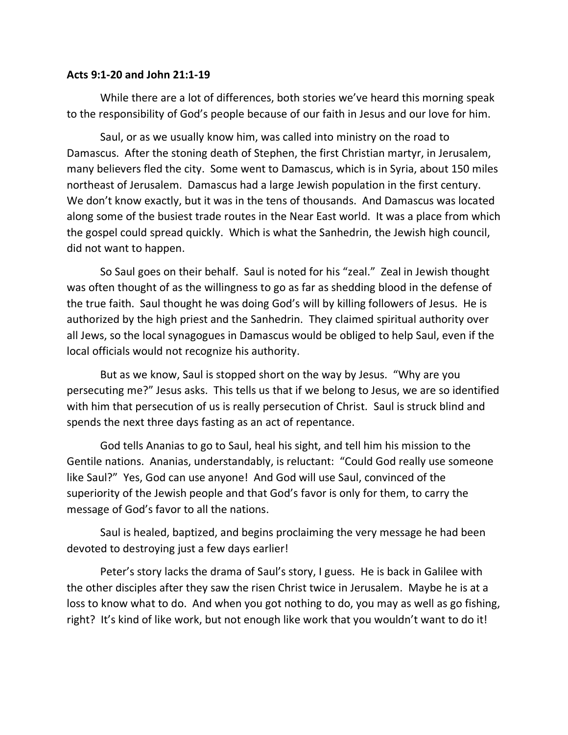**Acts 9:1-20 and John 21:1-19**

While there are a lot of differences, both stories we've heard this morning speak to the responsibility of God's people because of our faith in Jesus and our love for him.

Saul, or as we usually know him, was called into ministry on the road to Damascus. After the stoning death of Stephen, the first Christian martyr, in Jerusalem, many believers fled the city. Some went to Damascus, which is in Syria, about 150 miles northeast of Jerusalem. Damascus had a large Jewish population in the first century. We don't know exactly, but it was in the tens of thousands. And Damascus was located along some of the busiest trade routes in the Near East world. It was a place from which the gospel could spread quickly. Which is what the Sanhedrin, the Jewish high council, did not want to happen.

So Saul goes on their behalf. Saul is noted for his "zeal." Zeal in Jewish thought was often thought of as the willingness to go as far as shedding blood in the defense of the true faith. Saul thought he was doing God's will by killing followers of Jesus. He is authorized by the high priest and the Sanhedrin. They claimed spiritual authority over all Jews, so the local synagogues in Damascus would be obliged to help Saul, even if the local officials would not recognize his authority.

But as we know, Saul is stopped short on the way by Jesus. "Why are you persecuting me?" Jesus asks. This tells us that if we belong to Jesus, we are so identified with him that persecution of us is really persecution of Christ. Saul is struck blind and spends the next three days fasting as an act of repentance.

God tells Ananias to go to Saul, heal his sight, and tell him his mission to the Gentile nations. Ananias, understandably, is reluctant: "Could God really use someone like Saul?" Yes, God can use anyone! And God will use Saul, convinced of the superiority of the Jewish people and that God's favor is only for them, to carry the message of God's favor to all the nations.

Saul is healed, baptized, and begins proclaiming the very message he had been devoted to destroying just a few days earlier!

Peter's story lacks the drama of Saul's story, I guess. He is back in Galilee with the other disciples after they saw the risen Christ twice in Jerusalem. Maybe he is at a loss to know what to do. And when you got nothing to do, you may as well as go fishing, right? It's kind of like work, but not enough like work that you wouldn't want to do it!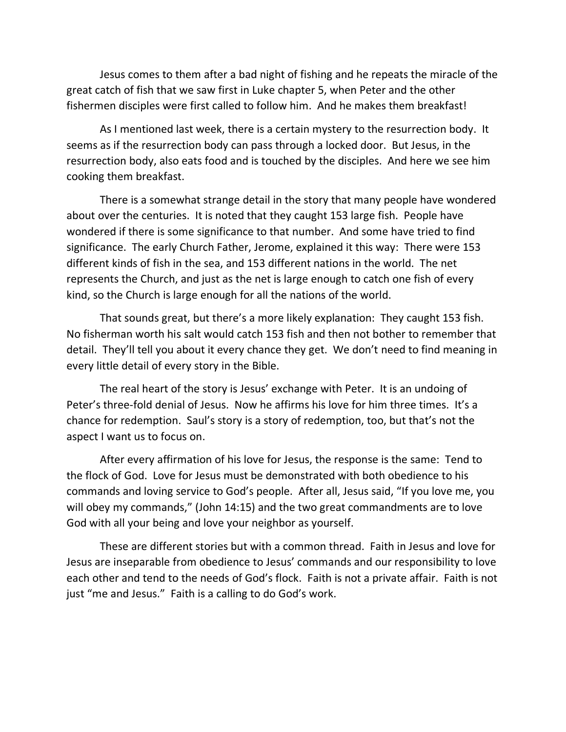Jesus comes to them after a bad night of fishing and he repeats the miracle of the great catch of fish that we saw first in Luke chapter 5, when Peter and the other fishermen disciples were first called to follow him. And he makes them breakfast!

As I mentioned last week, there is a certain mystery to the resurrection body. It seems as if the resurrection body can pass through a locked door. But Jesus, in the resurrection body, also eats food and is touched by the disciples. And here we see him cooking them breakfast.

There is a somewhat strange detail in the story that many people have wondered about over the centuries. It is noted that they caught 153 large fish. People have wondered if there is some significance to that number. And some have tried to find significance. The early Church Father, Jerome, explained it this way: There were 153 different kinds of fish in the sea, and 153 different nations in the world. The net represents the Church, and just as the net is large enough to catch one fish of every kind, so the Church is large enough for all the nations of the world.

That sounds great, but there's a more likely explanation: They caught 153 fish. No fisherman worth his salt would catch 153 fish and then not bother to remember that detail. They'll tell you about it every chance they get. We don't need to find meaning in every little detail of every story in the Bible.

The real heart of the story is Jesus' exchange with Peter. It is an undoing of Peter's three-fold denial of Jesus. Now he affirms his love for him three times. It's a chance for redemption. Saul's story is a story of redemption, too, but that's not the aspect I want us to focus on.

After every affirmation of his love for Jesus, the response is the same: Tend to the flock of God. Love for Jesus must be demonstrated with both obedience to his commands and loving service to God's people. After all, Jesus said, "If you love me, you will obey my commands," (John 14:15) and the two great commandments are to love God with all your being and love your neighbor as yourself.

These are different stories but with a common thread. Faith in Jesus and love for Jesus are inseparable from obedience to Jesus' commands and our responsibility to love each other and tend to the needs of God's flock. Faith is not a private affair. Faith is not just "me and Jesus." Faith is a calling to do God's work.